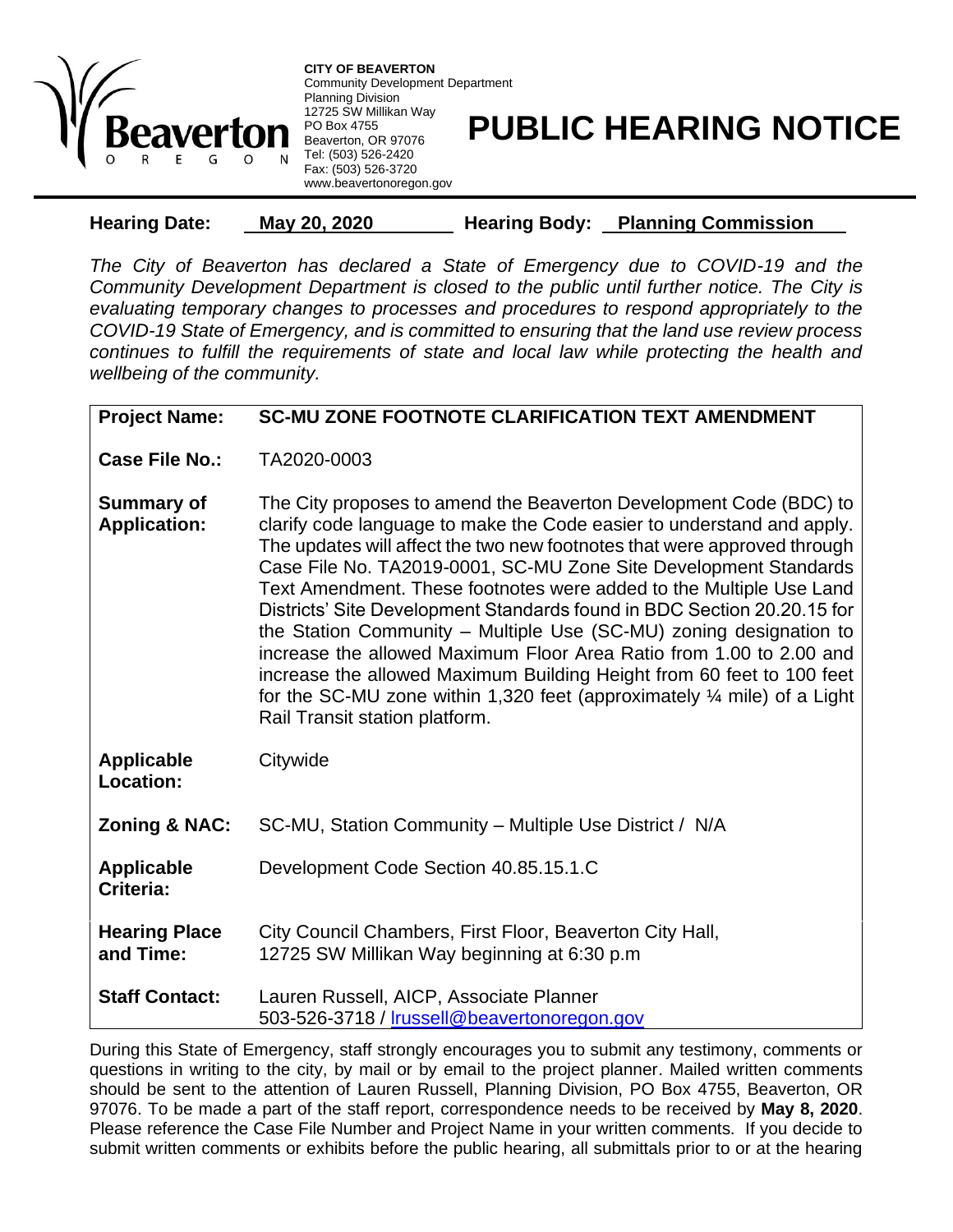**CITY OF BEAVERTON**
Community Development Department
Planning Division
12725 SW Millikan Way
PO Box 4755
Beaverton, OR 97076
Tel: (503) 526-2420
Fax: (503) 526-3720
www.beavertonoregon.gov

# PUBLIC HEARING NOTICE

**Hearing Date:** **May 20, 2020** **Hearing Body:** **Planning Commission**

*The City of Beaverton has declared a State of Emergency due to COVID-19 and the Community Development Department is closed to the public until further notice. The City is evaluating temporary changes to processes and procedures to respond appropriately to the COVID-19 State of Emergency, and is committed to ensuring that the land use review process continues to fulfill the requirements of state and local law while protecting the health and wellbeing of the community.*

| | |
|---|---|
| **Project Name:** | **SC-MU ZONE FOOTNOTE CLARIFICATION TEXT AMENDMENT** |
| **Case File No.:** | TA2020-0003 |
| **Summary of Application:** | The City proposes to amend the Beaverton Development Code (BDC) to clarify code language to make the Code easier to understand and apply. The updates will affect the two new footnotes that were approved through Case File No. TA2019-0001, SC-MU Zone Site Development Standards Text Amendment. These footnotes were added to the Multiple Use Land Districts' Site Development Standards found in BDC Section 20.20.15 for the Station Community – Multiple Use (SC-MU) zoning designation to increase the allowed Maximum Floor Area Ratio from 1.00 to 2.00 and increase the allowed Maximum Building Height from 60 feet to 100 feet for the SC-MU zone within 1,320 feet (approximately ¼ mile) of a Light Rail Transit station platform. |
| **Applicable Location:** | Citywide |
| **Zoning & NAC:** | SC-MU, Station Community – Multiple Use District / N/A |
| **Applicable Criteria:** | Development Code Section 40.85.15.1.C |
| **Hearing Place and Time:** | City Council Chambers, First Floor, Beaverton City Hall, 12725 SW Millikan Way beginning at 6:30 p.m |
| **Staff Contact:** | Lauren Russell, AICP, Associate Planner<br>503-526-3718 / lrussell@beavertonoregon.gov |

During this State of Emergency, staff strongly encourages you to submit any testimony, comments or questions in writing to the city, by mail or by email to the project planner. Mailed written comments should be sent to the attention of Lauren Russell, Planning Division, PO Box 4755, Beaverton, OR 97076. To be made a part of the staff report, correspondence needs to be received by **May 8, 2020**. Please reference the Case File Number and Project Name in your written comments. If you decide to submit written comments or exhibits before the public hearing, all submittals prior to or at the hearing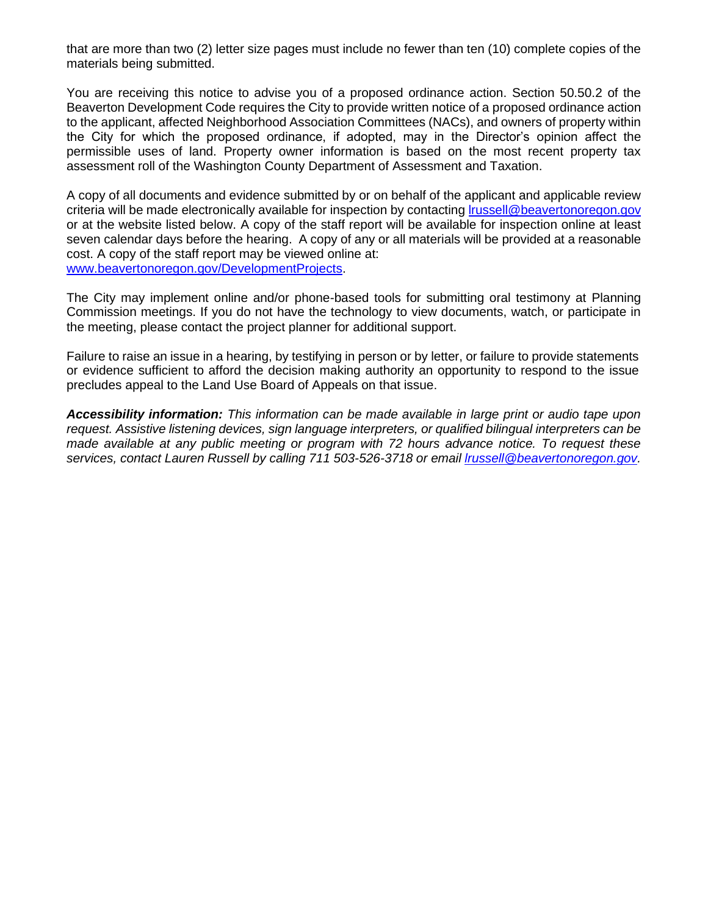that are more than two (2) letter size pages must include no fewer than ten (10) complete copies of the materials being submitted.

You are receiving this notice to advise you of a proposed ordinance action. Section 50.50.2 of the Beaverton Development Code requires the City to provide written notice of a proposed ordinance action to the applicant, affected Neighborhood Association Committees (NACs), and owners of property within the City for which the proposed ordinance, if adopted, may in the Director's opinion affect the permissible uses of land. Property owner information is based on the most recent property tax assessment roll of the Washington County Department of Assessment and Taxation.

A copy of all documents and evidence submitted by or on behalf of the applicant and applicable review criteria will be made electronically available for inspection by contacting lrussell@beavertonoregon.gov or at the website listed below. A copy of the staff report will be available for inspection online at least seven calendar days before the hearing. A copy of any or all materials will be provided at a reasonable cost. A copy of the staff report may be viewed online at: www.beavertonoregon.gov/DevelopmentProjects.

The City may implement online and/or phone-based tools for submitting oral testimony at Planning Commission meetings. If you do not have the technology to view documents, watch, or participate in the meeting, please contact the project planner for additional support.

Failure to raise an issue in a hearing, by testifying in person or by letter, or failure to provide statements or evidence sufficient to afford the decision making authority an opportunity to respond to the issue precludes appeal to the Land Use Board of Appeals on that issue.

***Accessibility information:*** *This information can be made available in large print or audio tape upon request. Assistive listening devices, sign language interpreters, or qualified bilingual interpreters can be made available at any public meeting or program with 72 hours advance notice. To request these services, contact Lauren Russell by calling 711 503-526-3718 or email lrussell@beavertonoregon.gov.*